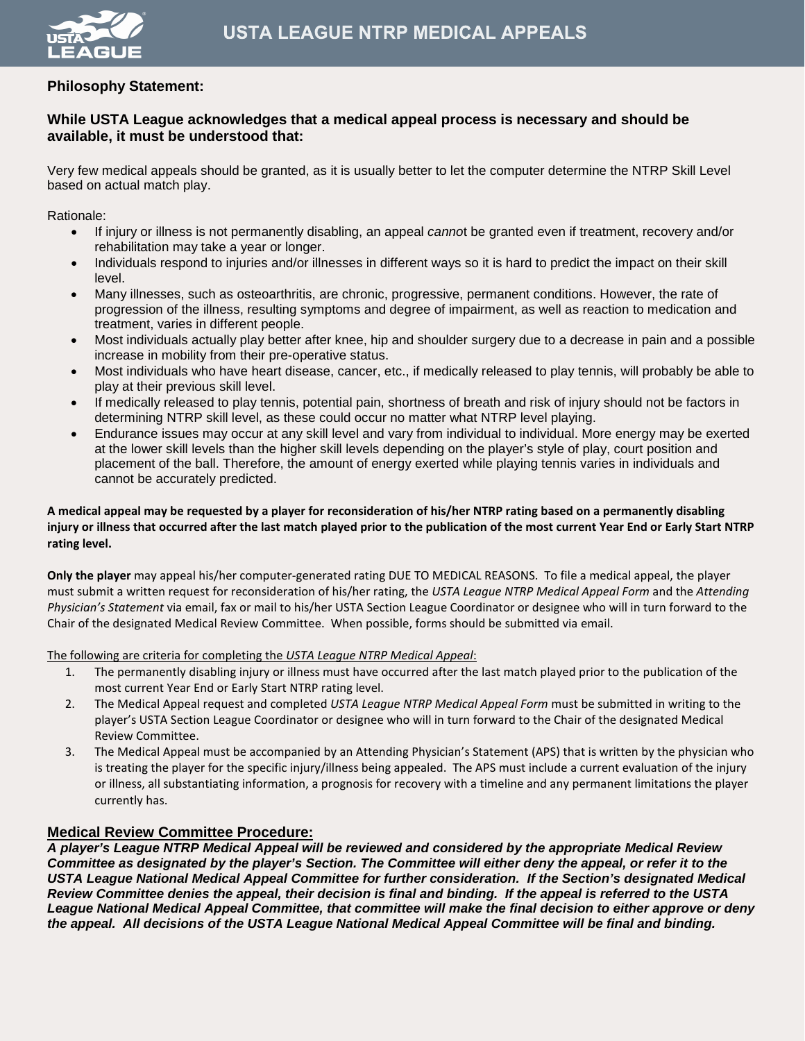# USTA LEAGUE NTRP MEDICAL APPEALS

## Philosophy Statement:

### While USTA League acknowledges that a medical appeal process is necessary and should be available, it must be understood that:

Very few medical appeals should be granted, as it is usually better to let the computer determine the NTRP Skill Level based on actual match play.

Rationale:

- If injury or illness is not permanently disabling, an appeal *canno*t be granted even if treatment, recovery and/or rehabilitation may take a year or longer.
- Individuals respond to injuries and/or illnesses in different ways so it is hard to predict the impact on their skill level.
- Many illnesses, such as osteoarthritis, are chronic, progressive, permanent conditions. However, the rate of progression of the illness, resulting symptoms and degree of impairment, as well as reaction to medication and treatment, varies in different people.
- Most individuals actually play better after knee, hip and shoulder surgery due to a decrease in pain and a possible increase in mobility from their pre-operative status.
- Most individuals who have heart disease, cancer, etc., if medically released to play tennis, will probably be able to play at their previous skill level.
- If medically released to play tennis, potential pain, shortness of breath and risk of injury should not be factors in determining NTRP skill level, as these could occur no matter what NTRP level playing.
- Endurance issues may occur at any skill level and vary from individual to individual. More energy may be exerted at the lower skill levels than the higher skill levels depending on the player's style of play, court position and placement of the ball. Therefore, the amount of energy exerted while playing tennis varies in individuals and cannot be accurately predicted.

**A medical appeal may be requested by a player for reconsideration of his/her NTRP rating based on a permanently disabling injury or illness that occurred after the last match played prior to the publication of the most current Year End or Early Start NTRP rating level.**

**Only the player** may appeal his/her computer-generated rating DUE TO MEDICAL REASONS. To file a medical appeal, the player must submit a written request for reconsideration of his/her rating, the *USTA League NTRP Medical Appeal Form* and the *Attending Physician's Statement* via email, fax or mail to his/her USTA Section League Coordinator or designee who will in turn forward to the Chair of the designated Medical Review Committee. When possible, forms should be submitted via email.

<u>The following are criteria for completing the *USTA League NTRP Medical Appeal*:</u>

1. The permanently disabling injury or illness must have occurred after the last match played prior to the publication of the most current Year End or Early Start NTRP rating level.
2. The Medical Appeal request and completed *USTA League NTRP Medical Appeal Form* must be submitted in writing to the player's USTA Section League Coordinator or designee who will in turn forward to the Chair of the designated Medical Review Committee.
3. The Medical Appeal must be accompanied by an Attending Physician's Statement (APS) that is written by the physician who is treating the player for the specific injury/illness being appealed. The APS must include a current evaluation of the injury or illness, all substantiating information, a prognosis for recovery with a timeline and any permanent limitations the player currently has.

## <u>Medical Review Committee Procedure:</u>

***A player's League NTRP Medical Appeal will be reviewed and considered by the appropriate Medical Review Committee as designated by the player's Section. The Committee will either deny the appeal, or refer it to the USTA League National Medical Appeal Committee for further consideration. If the Section's designated Medical Review Committee denies the appeal, their decision is final and binding. If the appeal is referred to the USTA League National Medical Appeal Committee, that committee will make the final decision to either approve or deny the appeal. All decisions of the USTA League National Medical Appeal Committee will be final and binding.***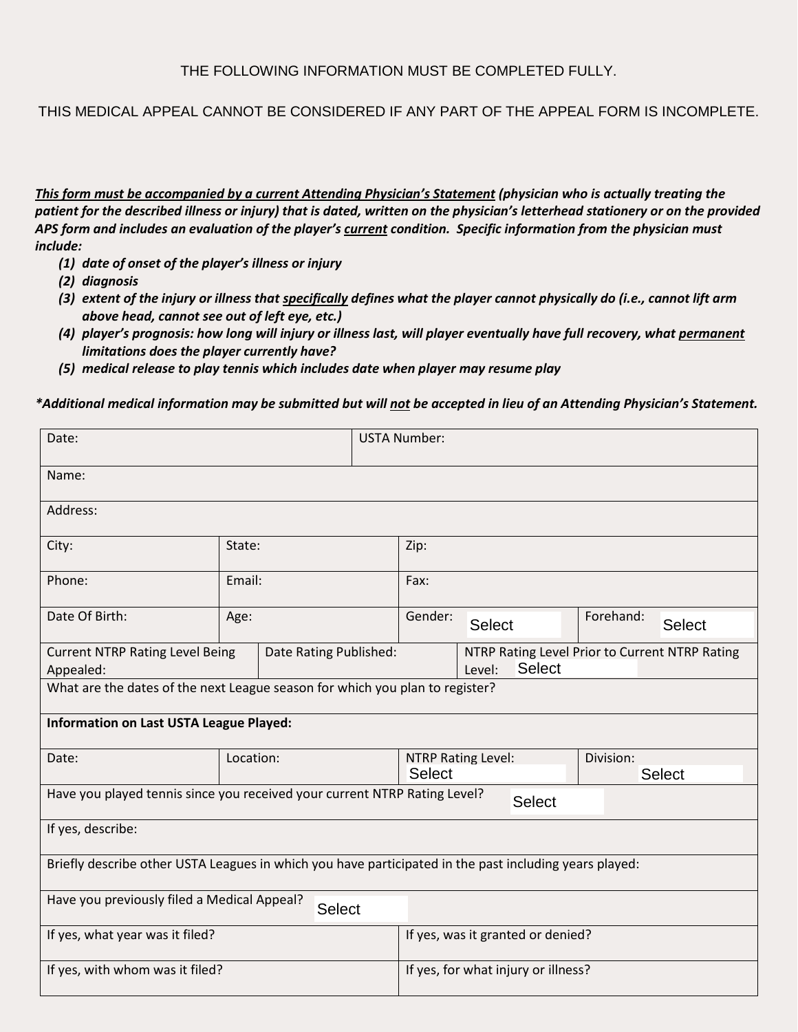THE FOLLOWING INFORMATION MUST BE COMPLETED FULLY.

THIS MEDICAL APPEAL CANNOT BE CONSIDERED IF ANY PART OF THE APPEAL FORM IS INCOMPLETE.

***This form must be accompanied by a current Attending Physician's Statement** (physician who is actually treating the patient for the described illness or injury) that is dated, written on the physician's letterhead stationery or on the provided APS form and includes an evaluation of the player's current condition. Specific information from the physician must include:*

1. *date of onset of the player's illness or injury*
2. *diagnosis*
3. *extent of the injury or illness that specifically defines what the player cannot physically do (i.e., cannot lift arm above head, cannot see out of left eye, etc.)*
4. *player's prognosis: how long will injury or illness last, will player eventually have full recovery, what permanent limitations does the player currently have?*
5. *medical release to play tennis which includes date when player may resume play*

***Additional medical information may be submitted but will not be accepted in lieu of an Attending Physician's Statement.***

| | | | |
|---|---|---|---|
| Date: | | USTA Number: | |
| Name: | | | |
| Address: | | | |
| City: | State: | Zip: | |
| Phone: | Email: | Fax: | |
| Date Of Birth: | Age: | Gender: Select | Forehand: Select |
| Current NTRP Rating Level Being Appealed: | Date Rating Published: | NTRP Rating Level Prior to Current NTRP Rating Level: Select | |
| What are the dates of the next League season for which you plan to register? | | | |
| **Information on Last USTA League Played:** | | | |
| Date: | Location: | NTRP Rating Level: Select | Division: Select |
| Have you played tennis since you received your current NTRP Rating Level? Select | | | |
| If yes, describe: | | | |
| Briefly describe other USTA Leagues in which you have participated in the past including years played: | | | |
| Have you previously filed a Medical Appeal? Select | | | |
| If yes, what year was it filed? | | If yes, was it granted or denied? | |
| If yes, with whom was it filed? | | If yes, for what injury or illness? | |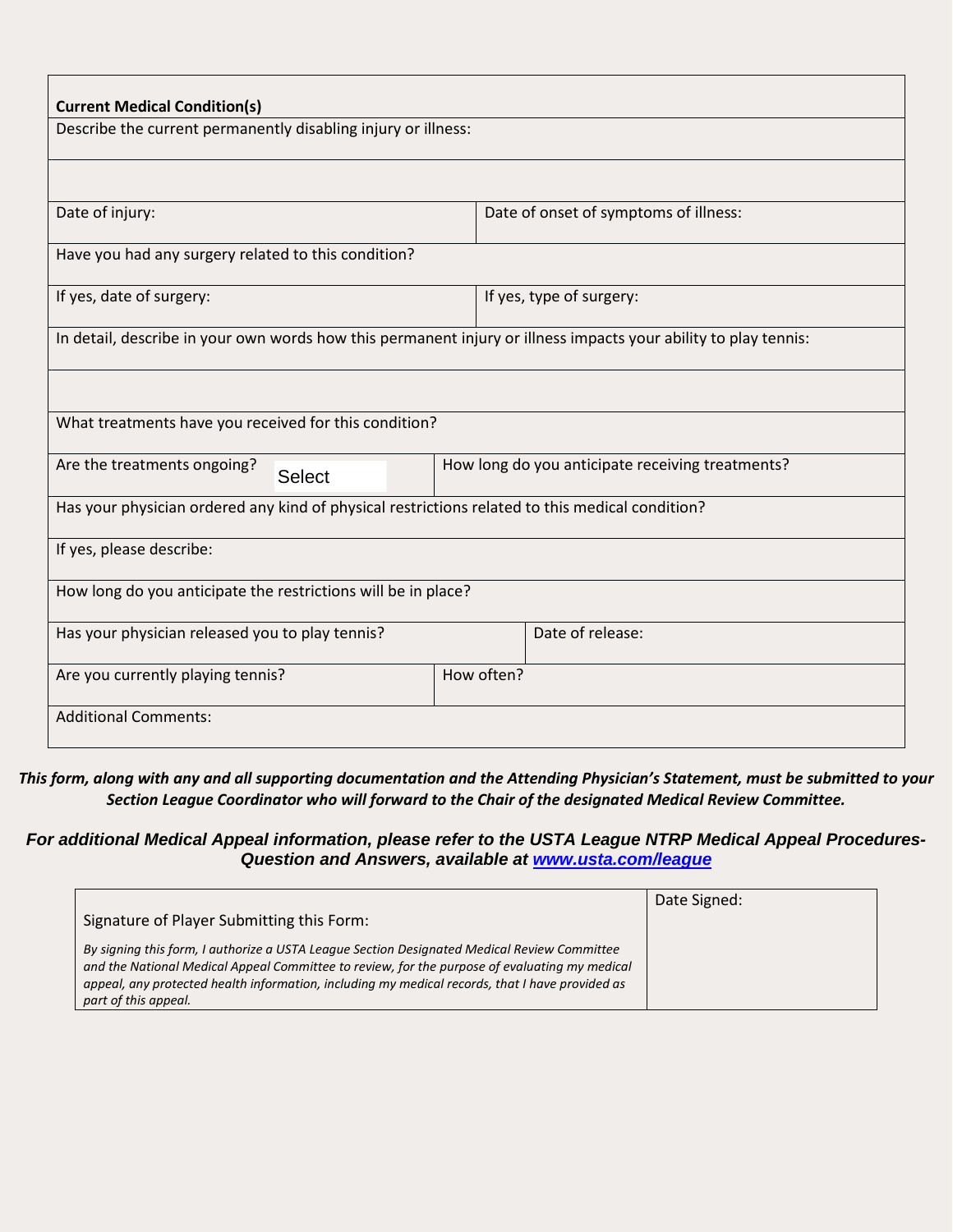**Current Medical Condition(s)**

| | |
|---|---|
| Describe the current permanently disabling injury or illness: | |
| | |
| Date of injury: | Date of onset of symptoms of illness: |
| Have you had any surgery related to this condition? | |
| If yes, date of surgery: | If yes, type of surgery: |
| In detail, describe in your own words how this permanent injury or illness impacts your ability to play tennis: | |
| | |
| What treatments have you received for this condition? | |
| Are the treatments ongoing? Select | How long do you anticipate receiving treatments? |
| Has your physician ordered any kind of physical restrictions related to this medical condition? | |
| If yes, please describe: | |
| How long do you anticipate the restrictions will be in place? | |
| Has your physician released you to play tennis? | Date of release: |
| Are you currently playing tennis? | How often? |
| Additional Comments: | |

***This form, along with any and all supporting documentation and the Attending Physician's Statement, must be submitted to your Section League Coordinator who will forward to the Chair of the designated Medical Review Committee.***

***For additional Medical Appeal information, please refer to the USTA League NTRP Medical Appeal Procedures-Question and Answers, available at [www.usta.com/league](www.usta.com/league)***

| | |
|---|---|
| Signature of Player Submitting this Form:<br><br>*By signing this form, I authorize a USTA League Section Designated Medical Review Committee and the National Medical Appeal Committee to review, for the purpose of evaluating my medical appeal, any protected health information, including my medical records, that I have provided as part of this appeal.* | Date Signed: |